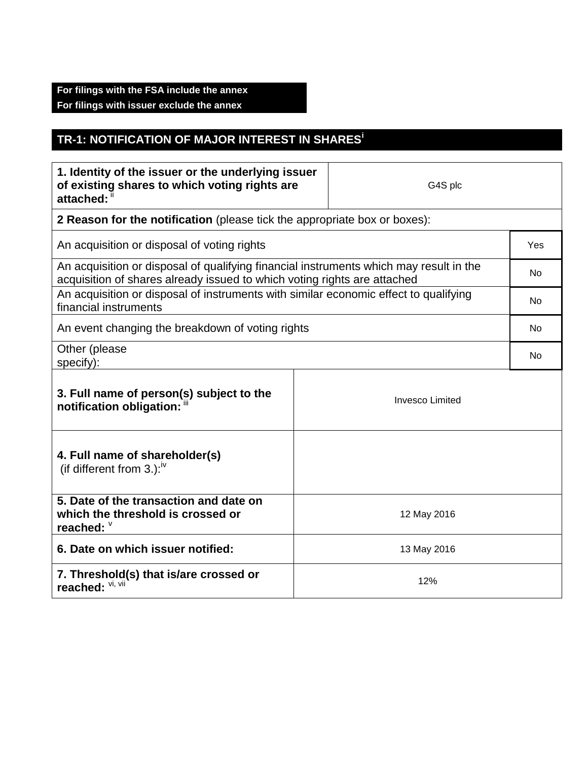**For filings with the FSA include the annex**
**For filings with issuer exclude the annex**

## TR-1: NOTIFICATION OF MAJOR INTEREST IN SHARES[i]

| **1. Identity of the issuer or the underlying issuer of existing shares to which voting rights are attached:** [ii] | G4S plc |
|---|---|
| **2 Reason for the notification** (please tick the appropriate box or boxes): | |
| An acquisition or disposal of voting rights | Yes |
| An acquisition or disposal of qualifying financial instruments which may result in the acquisition of shares already issued to which voting rights are attached | No |
| An acquisition or disposal of instruments with similar economic effect to qualifying financial instruments | No |
| An event changing the breakdown of voting rights | No |
| Other (please specify): | No |
| **3. Full name of person(s) subject to the notification obligation:** [iii] | Invesco Limited |
| **4. Full name of shareholder(s)** (if different from 3.):[iv] | |
| **5. Date of the transaction and date on which the threshold is crossed or reached:** [v] | 12 May 2016 |
| **6. Date on which issuer notified:** | 13 May 2016 |
| **7. Threshold(s) that is/are crossed or reached:** [vi, vii] | 12% |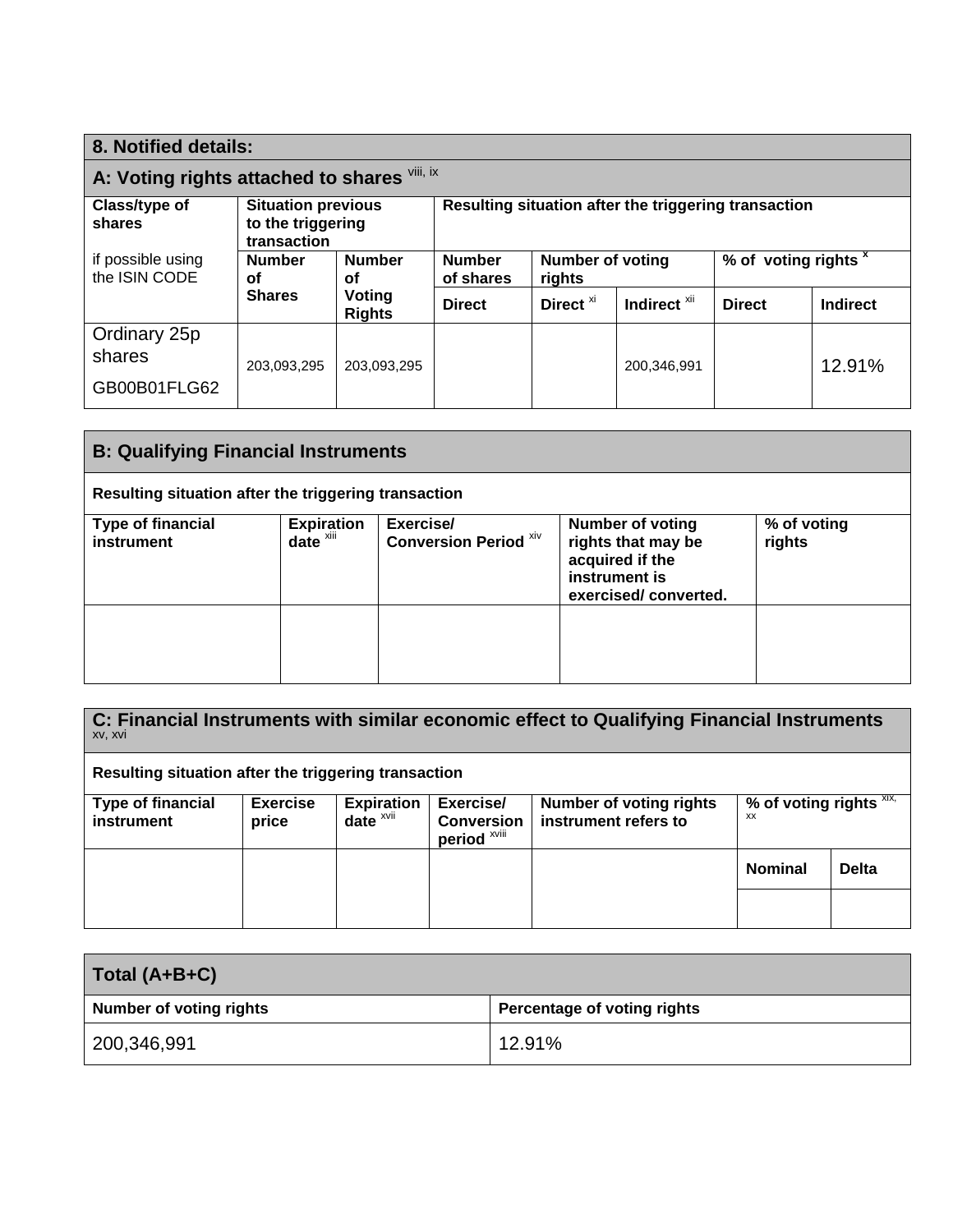## 8. Notified details:

### A: Voting rights attached to shares [viii, ix]

| Class/type of shares<br>if possible using the ISIN CODE | Situation previous to the triggering transaction | | Resulting situation after the triggering transaction | | | | |
|---|---|---|---|---|---|---|---|
| | Number of Shares | Number of Voting Rights | Number of shares | Number of voting rights | | % of voting rights [x] | |
| | | | Direct | Direct [xi] | Indirect [xii] | Direct | Indirect |
| Ordinary 25p shares<br>GB00B01FLG62 | 203,093,295 | 203,093,295 | | | 200,346,991 | | 12.91% |

### B: Qualifying Financial Instruments

**Resulting situation after the triggering transaction**

| Type of financial instrument | Expiration date [xiii] | Exercise/ Conversion Period [xiv] | Number of voting rights that may be acquired if the instrument is exercised/ converted. | % of voting rights |
|---|---|---|---|---|
| | | | | |

### C: Financial Instruments with similar economic effect to Qualifying Financial Instruments [xv, xvi]

**Resulting situation after the triggering transaction**

| Type of financial instrument | Exercise price | Expiration date [xvii] | Exercise/ Conversion period [xviii] | Number of voting rights instrument refers to | % of voting rights [xix, xx] | |
|---|---|---|---|---|---|---|
| | | | | | Nominal | Delta |
| | | | | | | |

### Total (A+B+C)

| Number of voting rights | Percentage of voting rights |
|---|---|
| 200,346,991 | 12.91% |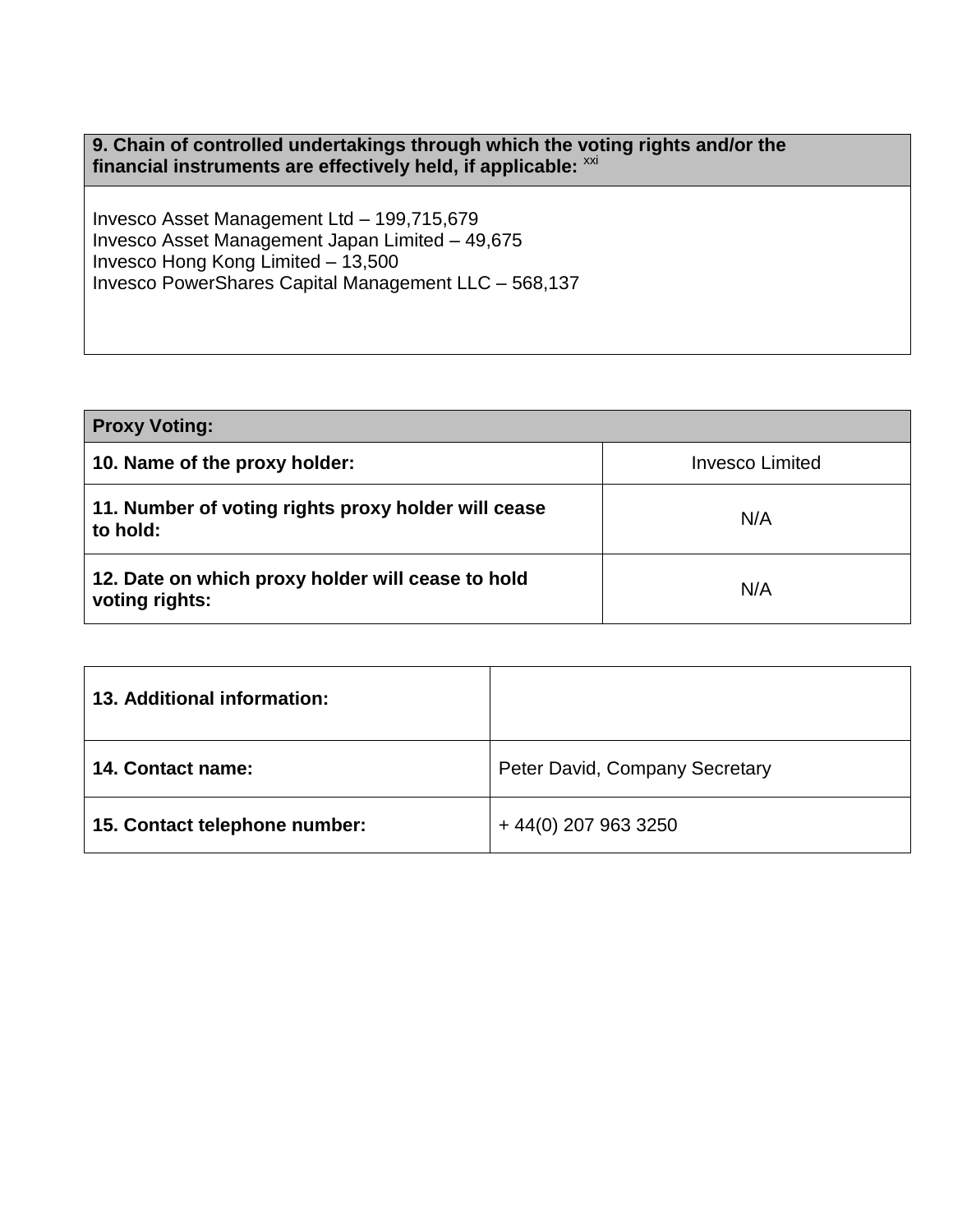| 9. Chain of controlled undertakings through which the voting rights and/or the financial instruments are effectively held, if applicable: [xxi] |
|---|
| Invesco Asset Management Ltd – 199,715,679<br>Invesco Asset Management Japan Limited – 49,675<br>Invesco Hong Kong Limited – 13,500<br>Invesco PowerShares Capital Management LLC – 568,137 |

| Proxy Voting: | |
|---|---|
| 10. Name of the proxy holder: | Invesco Limited |
| 11. Number of voting rights proxy holder will cease to hold: | N/A |
| 12. Date on which proxy holder will cease to hold voting rights: | N/A |

| | |
|---|---|
| 13. Additional information: | |
| 14. Contact name: | Peter David, Company Secretary |
| 15. Contact telephone number: | + 44(0) 207 963 3250 |